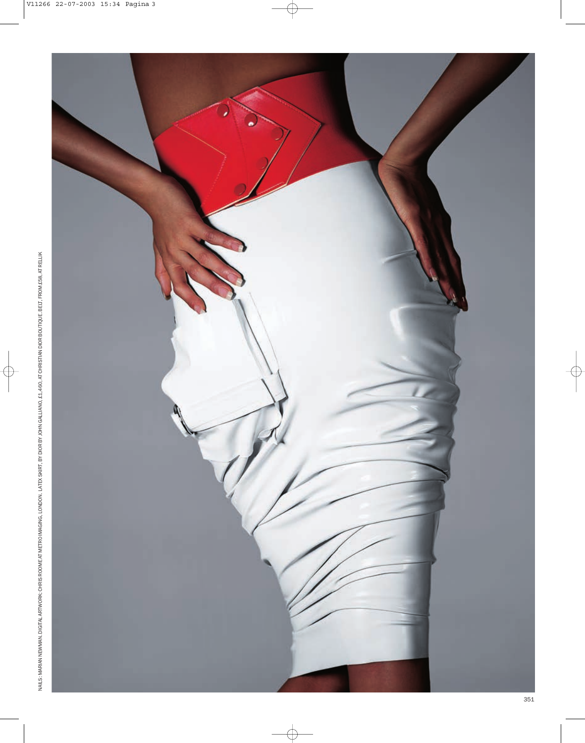NAILS: MARIAN NEWMAN. DIGITAL ARTWORK: CHRIS ROOME AT METRO IMAGING, LONDON. LATEX SKIRT, BY DIOR BY JOHN GALLIANO, £1,460, AT CHRISTIAN DIOR BOUTIQUE. BELT, FROM £58, AT RELLIK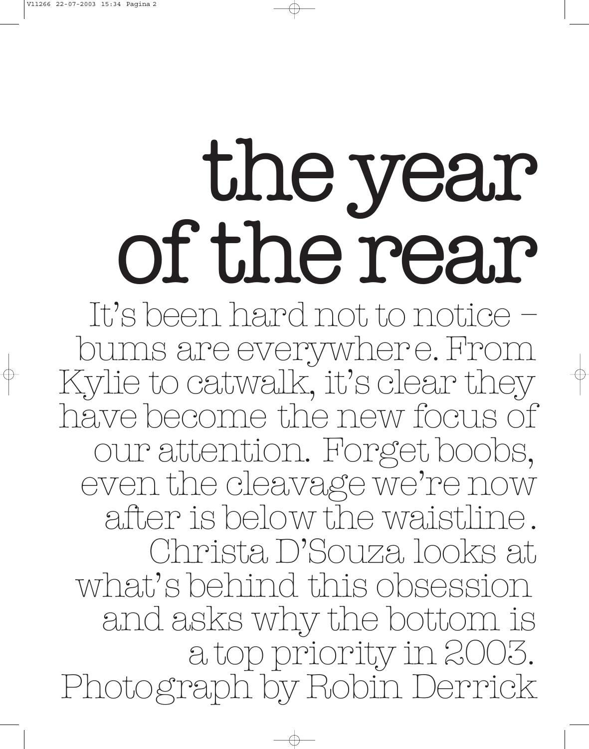# the year of the rear

It's been hard not to notice – bums are everywhere. From Kylie to catwalk, it's clear they have become the new focus of our attention. Forget boobs, even the cleavage we're now after is below the waistline. Christa D'Souza looks at what's behind this obsession and asks why the bottom is a top priority in 2003. Photograph by Robin Derrick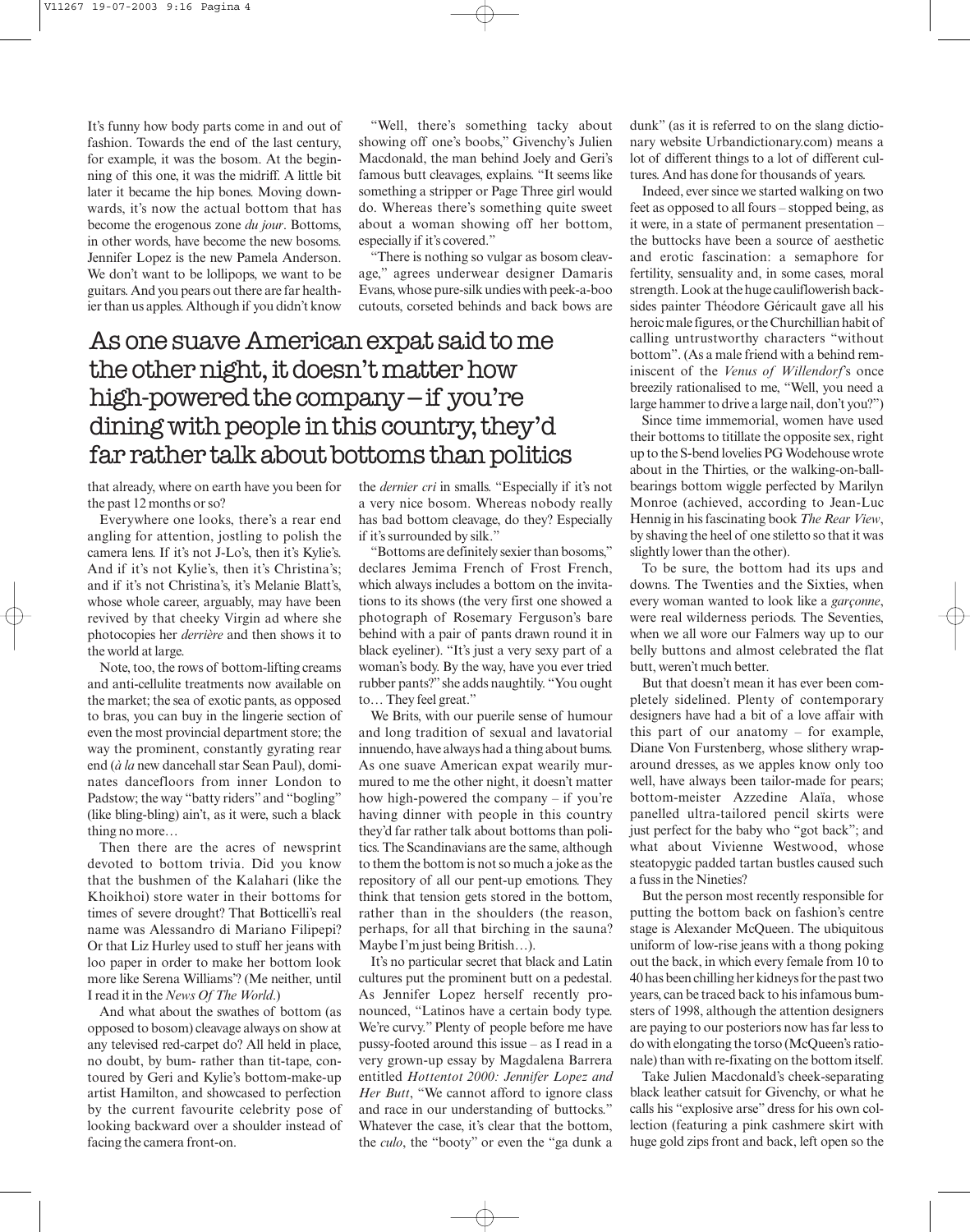It's funny how body parts come in and out of fashion. Towards the end of the last century, for example, it was the bosom. At the beginning of this one, it was the midriff. A little bit later it became the hip bones. Moving downwards, it's now the actual bottom that has become the erogenous zone *du jour*. Bottoms, in other words, have become the new bosoms. Jennifer Lopez is the new Pamela Anderson. We don't want to be lollipops, we want to be guitars. And you pears out there are far healthier than us apples. Although if you didn't know that already, where on earth have you been for the past 12 months or so?

Everywhere one looks, there's a rear end angling for attention, jostling to polish the camera lens. If it's not J-Lo's, then it's Kylie's. And if it's not Kylie's, then it's Christina's; and if it's not Christina's, it's Melanie Blatt's, whose whole career, arguably, may have been revived by that cheeky Virgin ad where she photocopies her *derrière* and then shows it to the world at large.

Note, too, the rows of bottom-lifting creams and anti-cellulite treatments now available on the market; the sea of exotic pants, as opposed to bras, you can buy in the lingerie section of even the most provincial department store; the way the prominent, constantly gyrating rear end (*à la* new dancehall star Sean Paul), dominates dancefloors from inner London to Padstow; the way "batty riders" and "bogling" (like bling-bling) ain't, as it were, such a black thing no more…

Then there are the acres of newsprint devoted to bottom trivia. Did you know that the bushmen of the Kalahari (like the Khoikhoi) store water in their bottoms for times of severe drought? That Botticelli's real name was Alessandro di Mariano Filipepi? Or that Liz Hurley used to stuff her jeans with loo paper in order to make her bottom look more like Serena Williams'? (Me neither, until I read it in the *News Of The World*.)

And what about the swathes of bottom (as opposed to bosom) cleavage always on show at any televised red-carpet do? All held in place, no doubt, by bum- rather than tit-tape, contoured by Geri and Kylie's bottom-make-up artist Hamilton, and showcased to perfection by the current favourite celebrity pose of looking backward over a shoulder instead of facing the camera front-on.

"Well, there's something tacky about showing off one's boobs," Givenchy's Julien Macdonald, the man behind Joely and Geri's famous butt cleavages, explains. "It seems like something a stripper or Page Three girl would do. Whereas there's something quite sweet about a woman showing off her bottom, especially if it's covered."

"There is nothing so vulgar as bosom cleavage," agrees underwear designer Damaris Evans, whose pure-silk undies with peek-a-boo cutouts, corseted behinds and back bows are the *dernier cri* in smalls. "Especially if it's not a very nice bosom. Whereas nobody really has bad bottom cleavage, do they? Especially if it's surrounded by silk."

## As one suave American expat said to me the other night, it doesn't matter how high-powered the company – if you're dining with people in this country, they'd far rather talk about bottoms than politics

"Bottoms are definitely sexier than bosoms," declares Jemima French of Frost French, which always includes a bottom on the invitations to its shows (the very first one showed a photograph of Rosemary Ferguson's bare behind with a pair of pants drawn round it in black eyeliner). "It's just a very sexy part of a woman's body. By the way, have you ever tried rubber pants?" she adds naughtily. "You ought to… They feel great."

We Brits, with our puerile sense of humour and long tradition of sexual and lavatorial innuendo, have always had a thing about bums. As one suave American expat wearily murmured to me the other night, it doesn't matter how high-powered the company – if you're having dinner with people in this country they'd far rather talk about bottoms than politics. The Scandinavians are the same, although to them the bottom is not so much a joke as the repository of all our pent-up emotions. They think that tension gets stored in the bottom, rather than in the shoulders (the reason, perhaps, for all that birching in the sauna? Maybe I'm just being British…).

It's no particular secret that black and Latin cultures put the prominent butt on a pedestal. As Jennifer Lopez herself recently pronounced, "Latinos have a certain body type. We're curvy." Plenty of people before me have pussy-footed around this issue – as I read in a very grown-up essay by Magdalena Barrera entitled *Hottentot 2000: Jennifer Lopez and Her Butt*, "We cannot afford to ignore class and race in our understanding of buttocks." Whatever the case, it's clear that the bottom, the *culo*, the "booty" or even the "ga dunk a dunk" (as it is referred to on the slang dictionary website Urbandictionary.com) means a lot of different things to a lot of different cultures. And has done for thousands of years.

Indeed, ever since we started walking on two feet as opposed to all fours – stopped being, as it were, in a state of permanent presentation – the buttocks have been a source of aesthetic and erotic fascination: a semaphore for fertility, sensuality and, in some cases, moral strength. Look at the huge cauliflowerish backsides painter Théodore Géricault gave all his heroic male figures, or the Churchillian habit of calling untrustworthy characters "without bottom". (As a male friend with a behind reminiscent of the *Venus of Willendorf*'s once breezily rationalised to me, "Well, you need a large hammer to drive a large nail, don't you?")

Since time immemorial, women have used their bottoms to titillate the opposite sex, right up to the S-bend lovelies PG Wodehouse wrote about in the Thirties, or the walking-on-ball-bearings bottom wiggle perfected by Marilyn Monroe (achieved, according to Jean-Luc Hennig in his fascinating book *The Rear View*, by shaving the heel of one stiletto so that it was slightly lower than the other).

To be sure, the bottom had its ups and downs. The Twenties and the Sixties, when every woman wanted to look like a *garçonne*, were real wilderness periods. The Seventies, when we all wore our Falmers way up to our belly buttons and almost celebrated the flat butt, weren't much better.

But that doesn't mean it has ever been completely sidelined. Plenty of contemporary designers have had a bit of a love affair with this part of our anatomy – for example, Diane Von Furstenberg, whose slithery wraparound dresses, as we apples know only too well, have always been tailor-made for pears; bottom-meister Azzedine Alaïa, whose panelled ultra-tailored pencil skirts were just perfect for the baby who "got back"; and what about Vivienne Westwood, whose steatopygic padded tartan bustles caused such a fuss in the Nineties?

But the person most recently responsible for putting the bottom back on fashion's centre stage is Alexander McQueen. The ubiquitous uniform of low-rise jeans with a thong poking out the back, in which every female from 10 to 40 has been chilling her kidneys for the past two years, can be traced back to his infamous bumsters of 1998, although the attention designers are paying to our posteriors now has far less to do with elongating the torso (McQueen's rationale) than with re-fixating on the bottom itself.

Take Julien Macdonald's cheek-separating black leather catsuit for Givenchy, or what he calls his "explosive arse" dress for his own collection (featuring a pink cashmere skirt with huge gold zips front and back, left open so the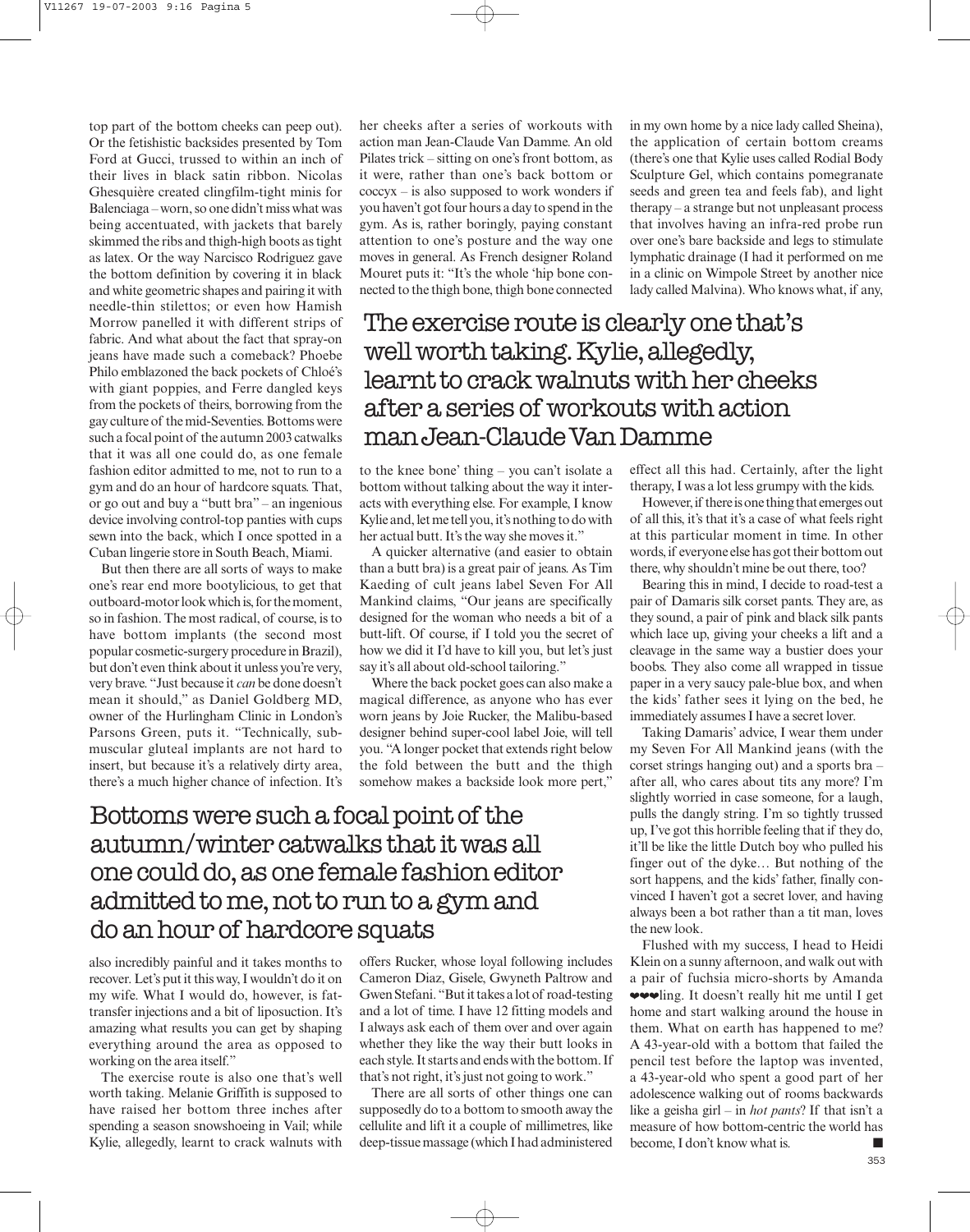top part of the bottom cheeks can peep out). Or the fetishistic backsides presented by Tom Ford at Gucci, trussed to within an inch of their lives in black satin ribbon. Nicolas Ghesquière created clingfilm-tight minis for Balenciaga – worn, so one didn't miss what was being accentuated, with jackets that barely skimmed the ribs and thigh-high boots as tight as latex. Or the way Narcisco Rodriguez gave the bottom definition by covering it in black and white geometric shapes and pairing it with needle-thin stilettos; or even how Hamish Morrow panelled it with different strips of fabric. And what about the fact that spray-on jeans have made such a comeback? Phoebe Philo emblazoned the back pockets of Chloé's with giant poppies, and Ferre dangled keys from the pockets of theirs, borrowing from the gay culture of the mid-Seventies. Bottoms were such a focal point of the autumn 2003 catwalks that it was all one could do, as one female fashion editor admitted to me, not to run to a gym and do an hour of hardcore squats. That, or go out and buy a "butt bra" – an ingenious device involving control-top panties with cups sewn into the back, which I once spotted in a Cuban lingerie store in South Beach, Miami.

But then there are all sorts of ways to make one's rear end more bootylicious, to get that outboard-motor look which is, for the moment, so in fashion. The most radical, of course, is to have bottom implants (the second most popular cosmetic-surgery procedure in Brazil), but don't even think about it unless you're very, very brave. "Just because it *can* be done doesn't mean it should," as Daniel Goldberg MD, owner of the Hurlingham Clinic in London's Parsons Green, puts it. "Technically, submuscular gluteal implants are not hard to insert, but because it's a relatively dirty area, there's a much higher chance of infection. It's also incredibly painful and it takes months to recover. Let's put it this way, I wouldn't do it on my wife. What I would do, however, is fat-transfer injections and a bit of liposuction. It's amazing what results you can get by shaping everything around the area as opposed to working on the area itself."

## Bottoms were such a focal point of the autumn/winter catwalks that it was all one could do, as one female fashion editor admitted to me, not to run to a gym and do an hour of hardcore squats

The exercise route is also one that's well worth taking. Melanie Griffith is supposed to have raised her bottom three inches after spending a season snowshoeing in Vail; while Kylie, allegedly, learnt to crack walnuts with her cheeks after a series of workouts with action man Jean-Claude Van Damme. An old Pilates trick – sitting on one's front bottom, as it were, rather than one's back bottom or coccyx – is also supposed to work wonders if you haven't got four hours a day to spend in the gym. As is, rather boringly, paying constant attention to one's posture and the way one moves in general. As French designer Roland Mouret puts it: "It's the whole 'hip bone connected to the thigh bone, thigh bone connected to the knee bone' thing – you can't isolate a bottom without talking about the way it interacts with everything else. For example, I know Kylie and, let me tell you, it's nothing to do with her actual butt. It's the way she moves it."

## The exercise route is clearly one that's well worth taking. Kylie, allegedly, learnt to crack walnuts with her cheeks after a series of workouts with action man Jean-Claude Van Damme

A quicker alternative (and easier to obtain than a butt bra) is a great pair of jeans. As Tim Kaeding of cult jeans label Seven For All Mankind claims, "Our jeans are specifically designed for the woman who needs a bit of a butt-lift. Of course, if I told you the secret of how we did it I'd have to kill you, but let's just say it's all about old-school tailoring."

Where the back pocket goes can also make a magical difference, as anyone who has ever worn jeans by Joie Rucker, the Malibu-based designer behind super-cool label Joie, will tell you. "A longer pocket that extends right below the fold between the butt and the thigh somehow makes a backside look more pert," offers Rucker, whose loyal following includes Cameron Diaz, Gisele, Gwyneth Paltrow and Gwen Stefani. "But it takes a lot of road-testing and a lot of time. I have 12 fitting models and I always ask each of them over and over again whether they like the way their butt looks in each style. It starts and ends with the bottom. If that's not right, it's just not going to work."

There are all sorts of other things one can supposedly do to a bottom to smooth away the cellulite and lift it a couple of millimetres, like deep-tissue massage (which I had administered in my own home by a nice lady called Sheina), the application of certain bottom creams (there's one that Kylie uses called Rodial Body Sculpture Gel, which contains pomegranate seeds and green tea and feels fab), and light therapy – a strange but not unpleasant process that involves having an infra-red probe run over one's bare backside and legs to stimulate lymphatic drainage (I had it performed on me in a clinic on Wimpole Street by another nice lady called Malvina). Who knows what, if any, effect all this had. Certainly, after the light therapy, I was a lot less grumpy with the kids.

However, if there is one thing that emerges out of all this, it's that it's a case of what feels right at this particular moment in time. In other words, if everyone else has got their bottom out there, why shouldn't mine be out there, too?

Bearing this in mind, I decide to road-test a pair of Damaris silk corset pants. They are, as they sound, a pair of pink and black silk pants which lace up, giving your cheeks a lift and a cleavage in the same way a bustier does your boobs. They also come all wrapped in tissue paper in a very saucy pale-blue box, and when the kids' father sees it lying on the bed, he immediately assumes I have a secret lover.

Taking Damaris' advice, I wear them under my Seven For All Mankind jeans (with the corset strings hanging out) and a sports bra – after all, who cares about tits any more? I'm slightly worried in case someone, for a laugh, pulls the dangly string. I'm so tightly trussed up, I've got this horrible feeling that if they do, it'll be like the little Dutch boy who pulled his finger out of the dyke… But nothing of the sort happens, and the kids' father, finally convinced I haven't got a secret lover, and having always been a bot rather than a tit man, loves the new look.

Flushed with my success, I head to Heidi Klein on a sunny afternoon, and walk out with a pair of fuchsia micro-shorts by Amanda ❤❤❤ling. It doesn't really hit me until I get home and start walking around the house in them. What on earth has happened to me? A 43-year-old with a bottom that failed the pencil test before the laptop was invented, a 43-year-old who spent a good part of her adolescence walking out of rooms backwards like a geisha girl – in *hot pants*? If that isn't a measure of how bottom-centric the world has become, I don't know what is. ■